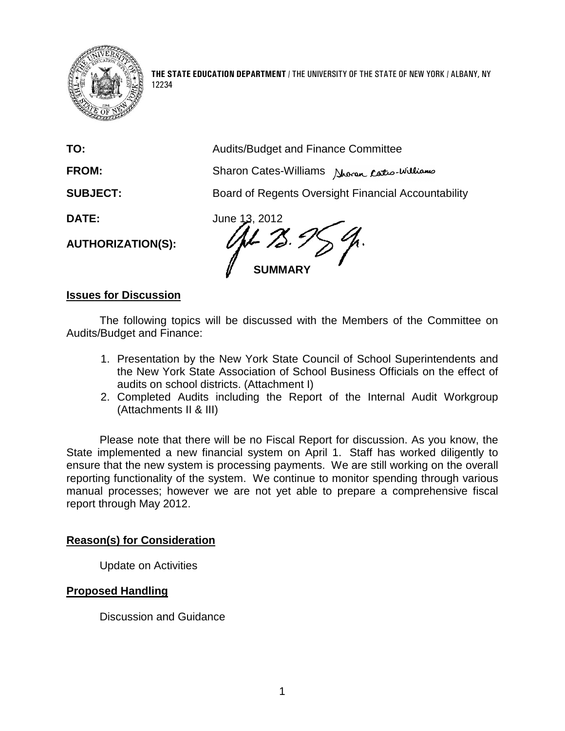**THE STATE EDUCATION DEPARTMENT** / THE UNIVERSITY OF THE STATE OF NEW YORK / ALBANY, NY 12234

| | |
|---|---|
| **TO:** | Audits/Budget and Finance Committee |
| **FROM:** | Sharon Cates-Williams |
| **SUBJECT:** | Board of Regents Oversight Financial Accountability |
| **DATE:** | June 13, 2012 |
| **AUTHORIZATION(S):** | |

**SUMMARY**

## Issues for Discussion

The following topics will be discussed with the Members of the Committee on Audits/Budget and Finance:

1. Presentation by the New York State Council of School Superintendents and the New York State Association of School Business Officials on the effect of audits on school districts. (Attachment I)
2. Completed Audits including the Report of the Internal Audit Workgroup (Attachments II & III)

Please note that there will be no Fiscal Report for discussion. As you know, the State implemented a new financial system on April 1. Staff has worked diligently to ensure that the new system is processing payments. We are still working on the overall reporting functionality of the system. We continue to monitor spending through various manual processes; however we are not yet able to prepare a comprehensive fiscal report through May 2012.

## Reason(s) for Consideration

Update on Activities

## Proposed Handling

Discussion and Guidance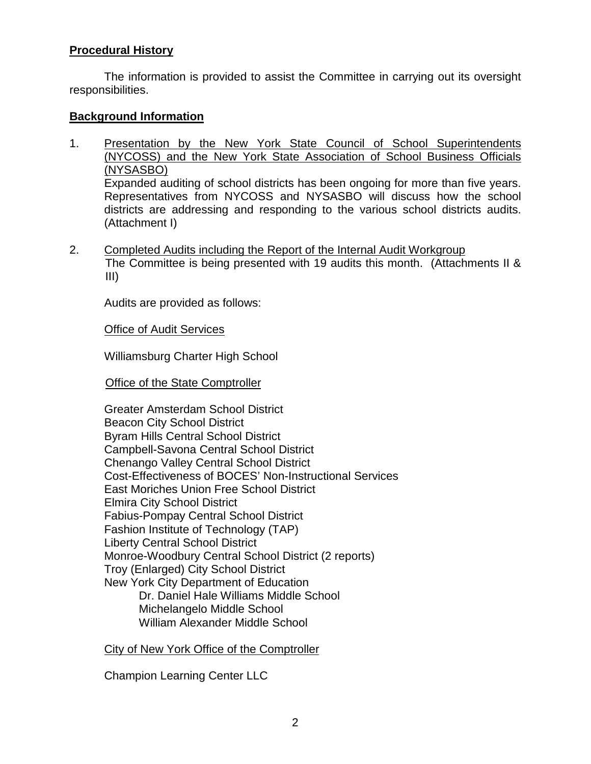## **Procedural History**

The information is provided to assist the Committee in carrying out its oversight responsibilities.

## **Background Information**

1. Presentation by the New York State Council of School Superintendents (NYCOSS) and the New York State Association of School Business Officials (NYSASBO)
   Expanded auditing of school districts has been ongoing for more than five years. Representatives from NYCOSS and NYSASBO will discuss how the school districts are addressing and responding to the various school districts audits. (Attachment I)

2. Completed Audits including the Report of the Internal Audit Workgroup
   The Committee is being presented with 19 audits this month. (Attachments II & III)

   Audits are provided as follows:

   Office of Audit Services

   Williamsburg Charter High School

   Office of the State Comptroller

   Greater Amsterdam School District
   Beacon City School District
   Byram Hills Central School District
   Campbell-Savona Central School District
   Chenango Valley Central School District
   Cost-Effectiveness of BOCES' Non-Instructional Services
   East Moriches Union Free School District
   Elmira City School District
   Fabius-Pompay Central School District
   Fashion Institute of Technology (TAP)
   Liberty Central School District
   Monroe-Woodbury Central School District (2 reports)
   Troy (Enlarged) City School District
   New York City Department of Education
   - Dr. Daniel Hale Williams Middle School
   - Michelangelo Middle School
   - William Alexander Middle School

   City of New York Office of the Comptroller

   Champion Learning Center LLC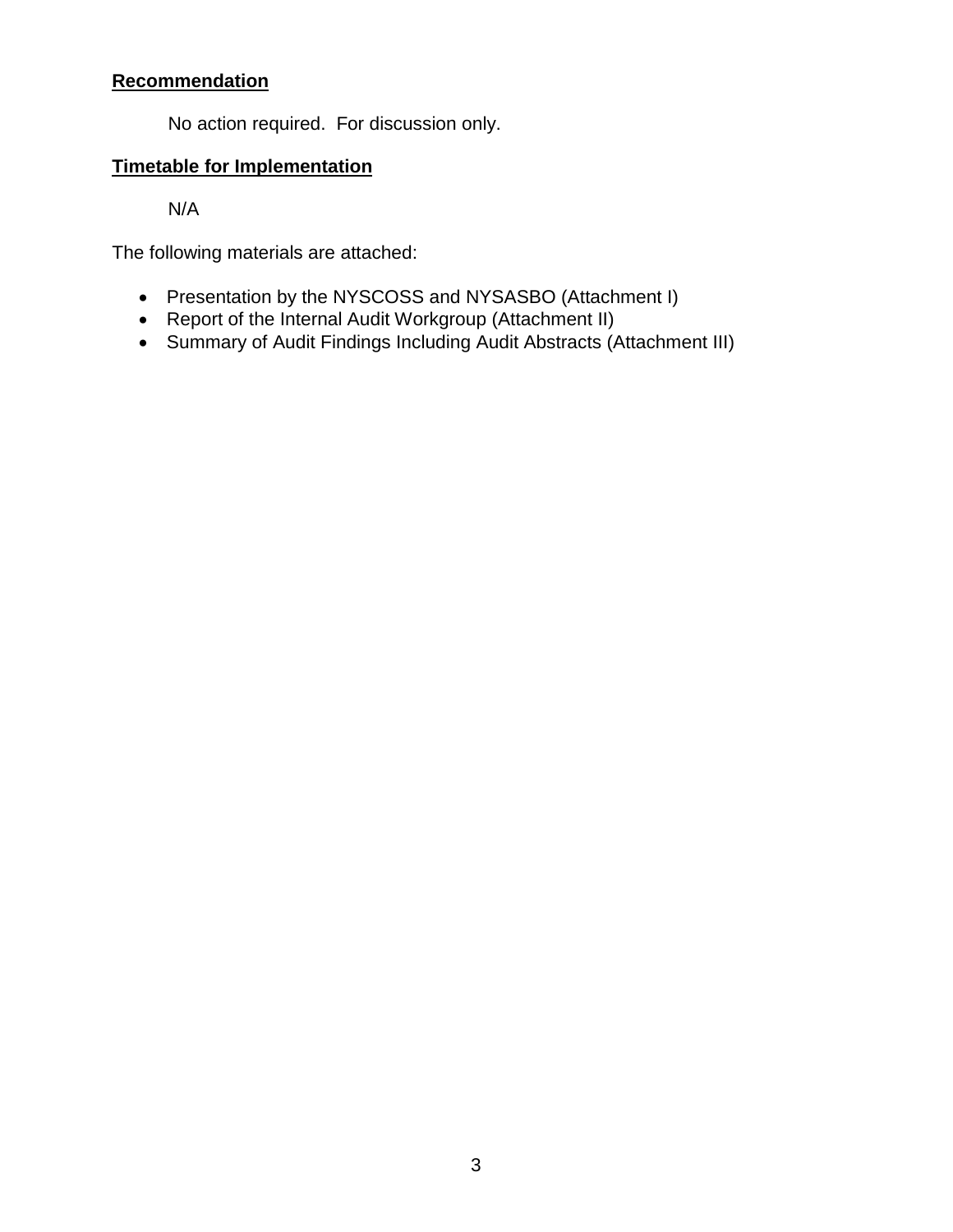## **Recommendation**

No action required. For discussion only.

## **Timetable for Implementation**

N/A

The following materials are attached:

- Presentation by the NYSCOSS and NYSASBO (Attachment I)
- Report of the Internal Audit Workgroup (Attachment II)
- Summary of Audit Findings Including Audit Abstracts (Attachment III)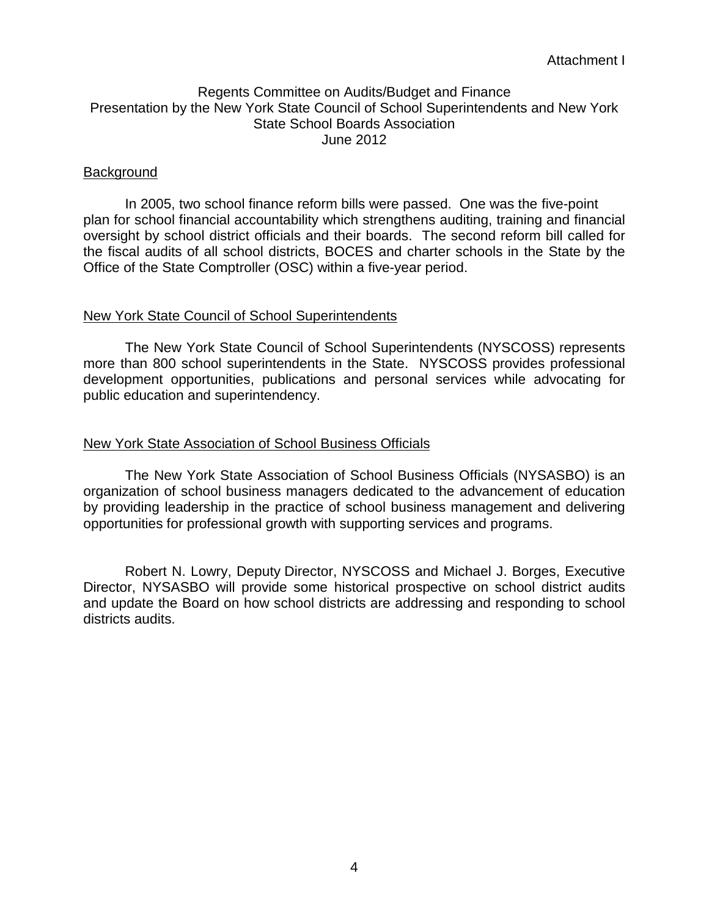Attachment I

Regents Committee on Audits/Budget and Finance
Presentation by the New York State Council of School Superintendents and New York State School Boards Association
June 2012

## Background

In 2005, two school finance reform bills were passed. One was the five-point plan for school financial accountability which strengthens auditing, training and financial oversight by school district officials and their boards. The second reform bill called for the fiscal audits of all school districts, BOCES and charter schools in the State by the Office of the State Comptroller (OSC) within a five-year period.

## New York State Council of School Superintendents

The New York State Council of School Superintendents (NYSCOSS) represents more than 800 school superintendents in the State. NYSCOSS provides professional development opportunities, publications and personal services while advocating for public education and superintendency.

## New York State Association of School Business Officials

The New York State Association of School Business Officials (NYSASBO) is an organization of school business managers dedicated to the advancement of education by providing leadership in the practice of school business management and delivering opportunities for professional growth with supporting services and programs.

Robert N. Lowry, Deputy Director, NYSCOSS and Michael J. Borges, Executive Director, NYSASBO will provide some historical prospective on school district audits and update the Board on how school districts are addressing and responding to school districts audits.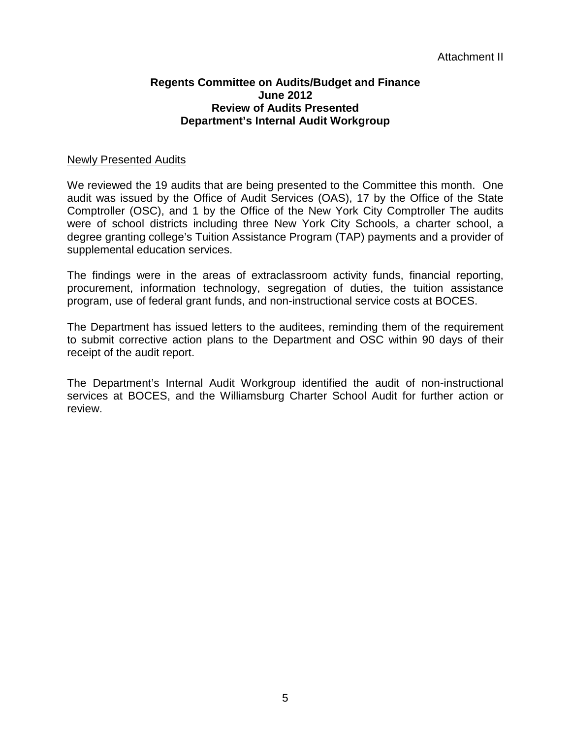Attachment II

**Regents Committee on Audits/Budget and Finance**
**June 2012**
**Review of Audits Presented**
**Department's Internal Audit Workgroup**

Newly Presented Audits

We reviewed the 19 audits that are being presented to the Committee this month. One audit was issued by the Office of Audit Services (OAS), 17 by the Office of the State Comptroller (OSC), and 1 by the Office of the New York City Comptroller The audits were of school districts including three New York City Schools, a charter school, a degree granting college's Tuition Assistance Program (TAP) payments and a provider of supplemental education services.

The findings were in the areas of extraclassroom activity funds, financial reporting, procurement, information technology, segregation of duties, the tuition assistance program, use of federal grant funds, and non-instructional service costs at BOCES.

The Department has issued letters to the auditees, reminding them of the requirement to submit corrective action plans to the Department and OSC within 90 days of their receipt of the audit report.

The Department's Internal Audit Workgroup identified the audit of non-instructional services at BOCES, and the Williamsburg Charter School Audit for further action or review.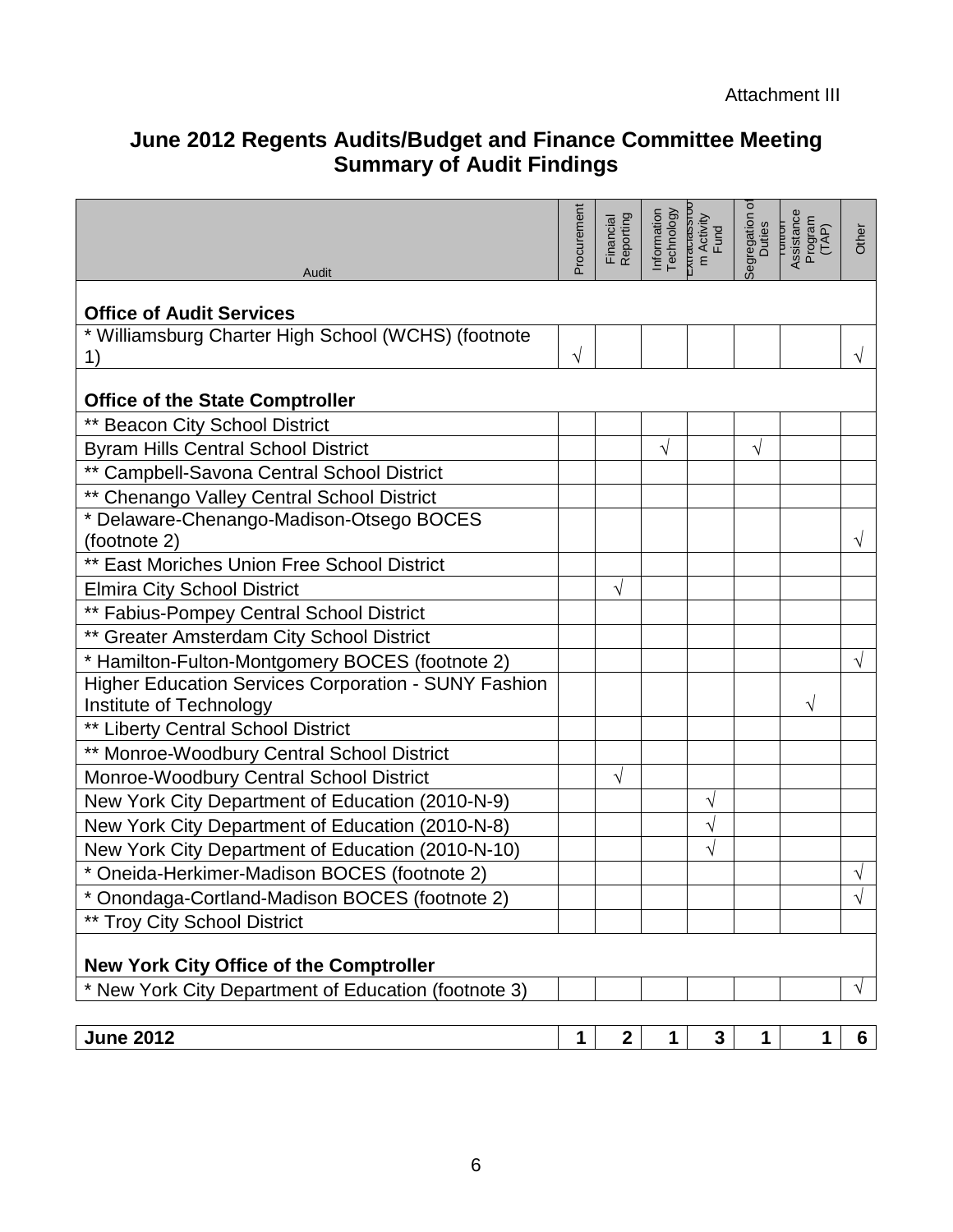Attachment III

# June 2012 Regents Audits/Budget and Finance Committee Meeting Summary of Audit Findings

| Audit | Procurement | Financial Reporting | Information Technology | Extraclassroom Activity Fund | Segregation of Duties | Tuition Assistance Program (TAP) | Other |
|---|---|---|---|---|---|---|---|
| **Office of Audit Services** | | | | | | | |
| * Williamsburg Charter High School (WCHS) (footnote 1) | √ | | | | | | √ |
| **Office of the State Comptroller** | | | | | | | |
| ** Beacon City School District | | | | | | | |
| Byram Hills Central School District | | | √ | | √ | | |
| ** Campbell-Savona Central School District | | | | | | | |
| ** Chenango Valley Central School District | | | | | | | |
| * Delaware-Chenango-Madison-Otsego BOCES (footnote 2) | | | | | | | √ |
| ** East Moriches Union Free School District | | | | | | | |
| Elmira City School District | | √ | | | | | |
| ** Fabius-Pompey Central School District | | | | | | | |
| ** Greater Amsterdam City School District | | | | | | | |
| * Hamilton-Fulton-Montgomery BOCES (footnote 2) | | | | | | | √ |
| Higher Education Services Corporation - SUNY Fashion Institute of Technology | | | | | | √ | |
| ** Liberty Central School District | | | | | | | |
| ** Monroe-Woodbury Central School District | | | | | | | |
| Monroe-Woodbury Central School District | | √ | | | | | |
| New York City Department of Education (2010-N-9) | | | | √ | | | |
| New York City Department of Education (2010-N-8) | | | | √ | | | |
| New York City Department of Education (2010-N-10) | | | | √ | | | |
| * Oneida-Herkimer-Madison BOCES (footnote 2) | | | | | | | √ |
| * Onondaga-Cortland-Madison BOCES (footnote 2) | | | | | | | √ |
| ** Troy City School District | | | | | | | |
| **New York City Office of the Comptroller** | | | | | | | |
| * New York City Department of Education (footnote 3) | | | | | | | √ |
| **June 2012** | **1** | **2** | **1** | **3** | **1** | **1** | **6** |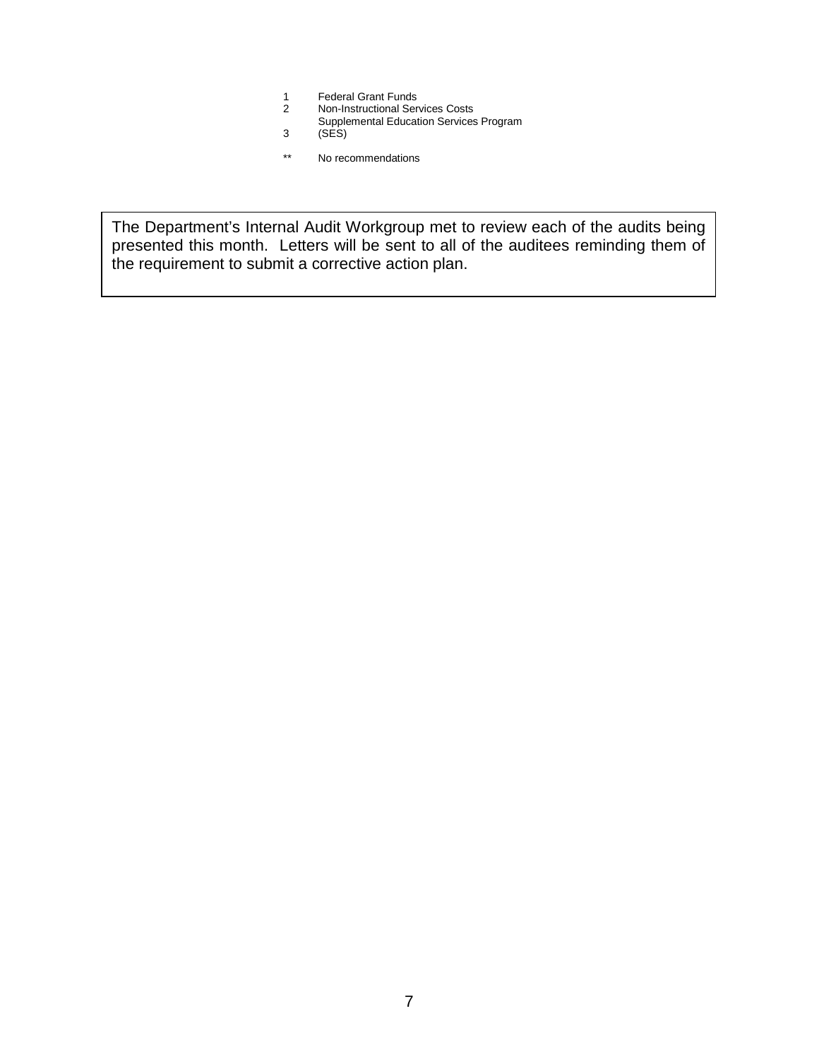1 Federal Grant Funds
2 Non-Instructional Services Costs
3 Supplemental Education Services Program (SES)

** No recommendations

The Department's Internal Audit Workgroup met to review each of the audits being presented this month. Letters will be sent to all of the auditees reminding them of the requirement to submit a corrective action plan.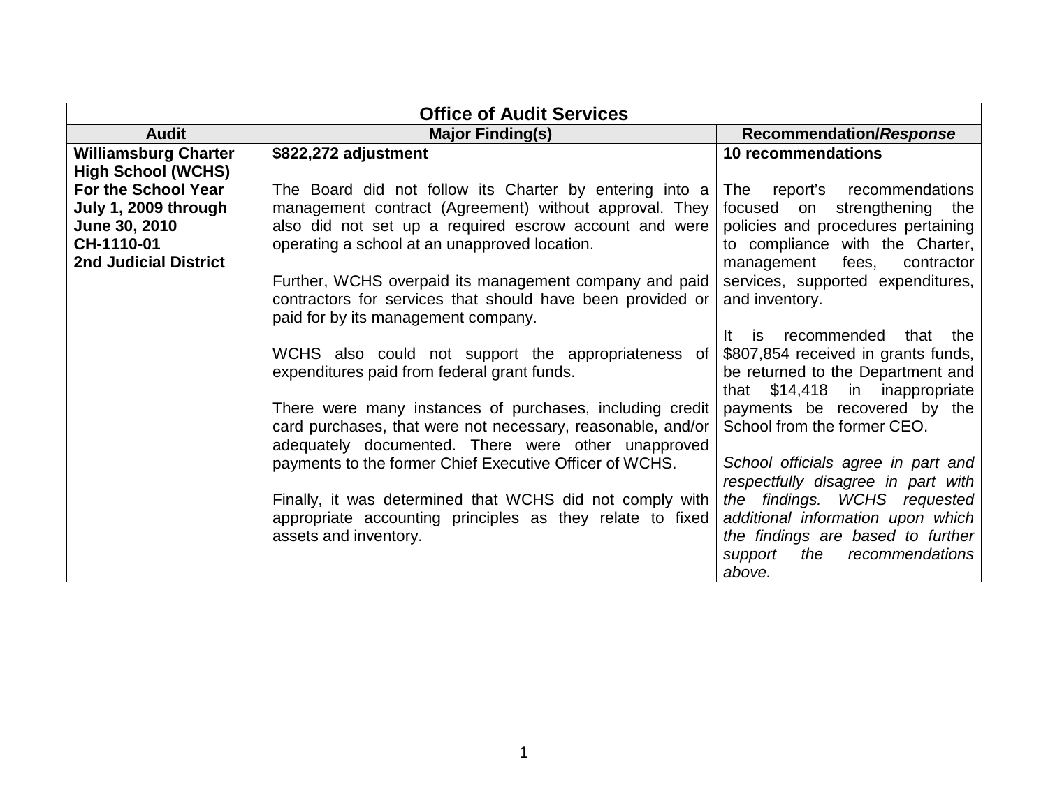| Office of Audit Services | | |
|---|---|---|
| **Audit** | **Major Finding(s)** | **Recommendation/*Response*** |
| **Williamsburg Charter High School (WCHS) For the School Year July 1, 2009 through June 30, 2010 CH-1110-01 2nd Judicial District** | **$822,272 adjustment**<br><br>The Board did not follow its Charter by entering into a management contract (Agreement) without approval. They also did not set up a required escrow account and were operating a school at an unapproved location.<br><br>Further, WCHS overpaid its management company and paid contractors for services that should have been provided or paid for by its management company.<br><br>WCHS also could not support the appropriateness of expenditures paid from federal grant funds.<br><br>There were many instances of purchases, including credit card purchases, that were not necessary, reasonable, and/or adequately documented. There were other unapproved payments to the former Chief Executive Officer of WCHS.<br><br>Finally, it was determined that WCHS did not comply with appropriate accounting principles as they relate to fixed assets and inventory. | **10 recommendations**<br><br>The report's recommendations focused on strengthening the policies and procedures pertaining to compliance with the Charter, management fees, contractor services, supported expenditures, and inventory.<br><br>It is recommended that the $807,854 received in grants funds, be returned to the Department and that $14,418 in inappropriate payments be recovered by the School from the former CEO.<br><br>*School officials agree in part and respectfully disagree in part with the findings. WCHS requested additional information upon which the findings are based to further support the recommendations above.* |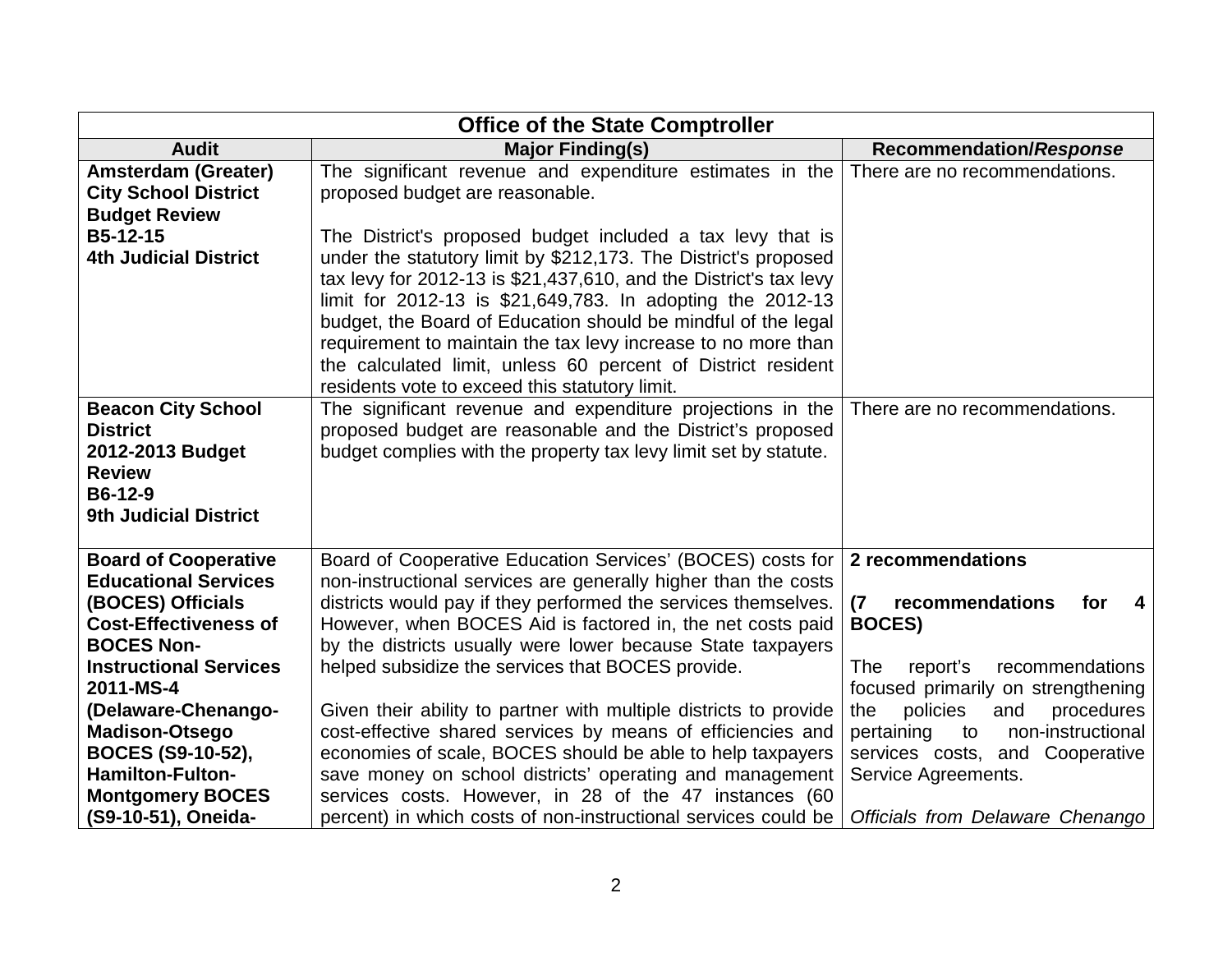| Office of the State Comptroller | | |
|---|---|---|
| **Audit** | **Major Finding(s)** | **Recommendation/*Response*** |
| **Amsterdam (Greater) City School District Budget Review B5-12-15 4th Judicial District** | The significant revenue and expenditure estimates in the proposed budget are reasonable.<br><br>The District's proposed budget included a tax levy that is under the statutory limit by $212,173. The District's proposed tax levy for 2012-13 is $21,437,610, and the District's tax levy limit for 2012-13 is $21,649,783. In adopting the 2012-13 budget, the Board of Education should be mindful of the legal requirement to maintain the tax levy increase to no more than the calculated limit, unless 60 percent of District resident residents vote to exceed this statutory limit. | There are no recommendations. |
| **Beacon City School District 2012-2013 Budget Review B6-12-9 9th Judicial District** | The significant revenue and expenditure projections in the proposed budget are reasonable and the District's proposed budget complies with the property tax levy limit set by statute. | There are no recommendations. |
| **Board of Cooperative Educational Services (BOCES) Officials Cost-Effectiveness of BOCES Non-Instructional Services 2011-MS-4 (Delaware-Chenango-Madison-Otsego BOCES (S9-10-52), Hamilton-Fulton-Montgomery BOCES (S9-10-51), Oneida-** | Board of Cooperative Education Services' (BOCES) costs for non-instructional services are generally higher than the costs districts would pay if they performed the services themselves. However, when BOCES Aid is factored in, the net costs paid by the districts usually were lower because State taxpayers helped subsidize the services that BOCES provide.<br><br>Given their ability to partner with multiple districts to provide cost-effective shared services by means of efficiencies and economies of scale, BOCES should be able to help taxpayers save money on school districts' operating and management services costs. However, in 28 of the 47 instances (60 percent) in which costs of non-instructional services could be | **2 recommendations**<br><br>**(7 recommendations for 4 BOCES)**<br><br>The report's recommendations focused primarily on strengthening the policies and procedures pertaining to non-instructional services costs, and Cooperative Service Agreements.<br><br>*Officials from Delaware Chenango* |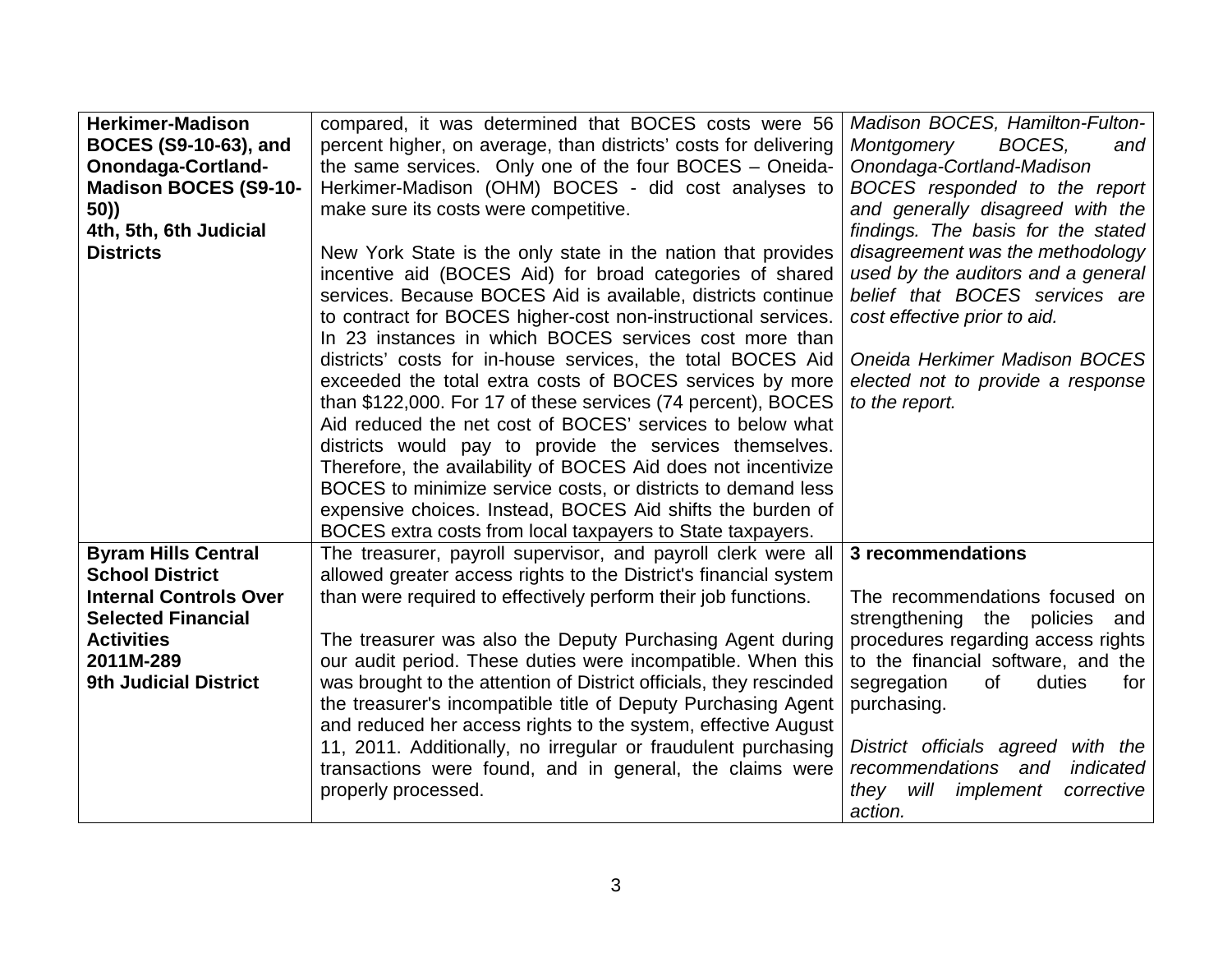| | | |
|---|---|---|
| **Herkimer-Madison BOCES (S9-10-63), and Onondaga-Cortland-Madison BOCES (S9-10-50))**<br>**4th, 5th, 6th Judicial Districts** | compared, it was determined that BOCES costs were 56 percent higher, on average, than districts' costs for delivering the same services. Only one of the four BOCES – Oneida-Herkimer-Madison (OHM) BOCES - did cost analyses to make sure its costs were competitive.<br><br>New York State is the only state in the nation that provides incentive aid (BOCES Aid) for broad categories of shared services. Because BOCES Aid is available, districts continue to contract for BOCES higher-cost non-instructional services. In 23 instances in which BOCES services cost more than districts' costs for in-house services, the total BOCES Aid exceeded the total extra costs of BOCES services by more than $122,000. For 17 of these services (74 percent), BOCES Aid reduced the net cost of BOCES' services to below what districts would pay to provide the services themselves. Therefore, the availability of BOCES Aid does not incentivize BOCES to minimize service costs, or districts to demand less expensive choices. Instead, BOCES Aid shifts the burden of BOCES extra costs from local taxpayers to State taxpayers. | *Madison BOCES, Hamilton-Fulton-Montgomery BOCES, and Onondaga-Cortland-Madison BOCES responded to the report and generally disagreed with the findings. The basis for the stated disagreement was the methodology used by the auditors and a general belief that BOCES services are cost effective prior to aid.*<br><br>*Oneida Herkimer Madison BOCES elected not to provide a response to the report.* |
| **Byram Hills Central School District**<br>**Internal Controls Over Selected Financial Activities**<br>**2011M-289**<br>**9th Judicial District** | The treasurer, payroll supervisor, and payroll clerk were all allowed greater access rights to the District's financial system than were required to effectively perform their job functions.<br><br>The treasurer was also the Deputy Purchasing Agent during our audit period. These duties were incompatible. When this was brought to the attention of District officials, they rescinded the treasurer's incompatible title of Deputy Purchasing Agent and reduced her access rights to the system, effective August 11, 2011. Additionally, no irregular or fraudulent purchasing transactions were found, and in general, the claims were properly processed. | **3 recommendations**<br><br>The recommendations focused on strengthening the policies and procedures regarding access rights to the financial software, and the segregation of duties for purchasing.<br><br>*District officials agreed with the recommendations and indicated they will implement corrective action.* |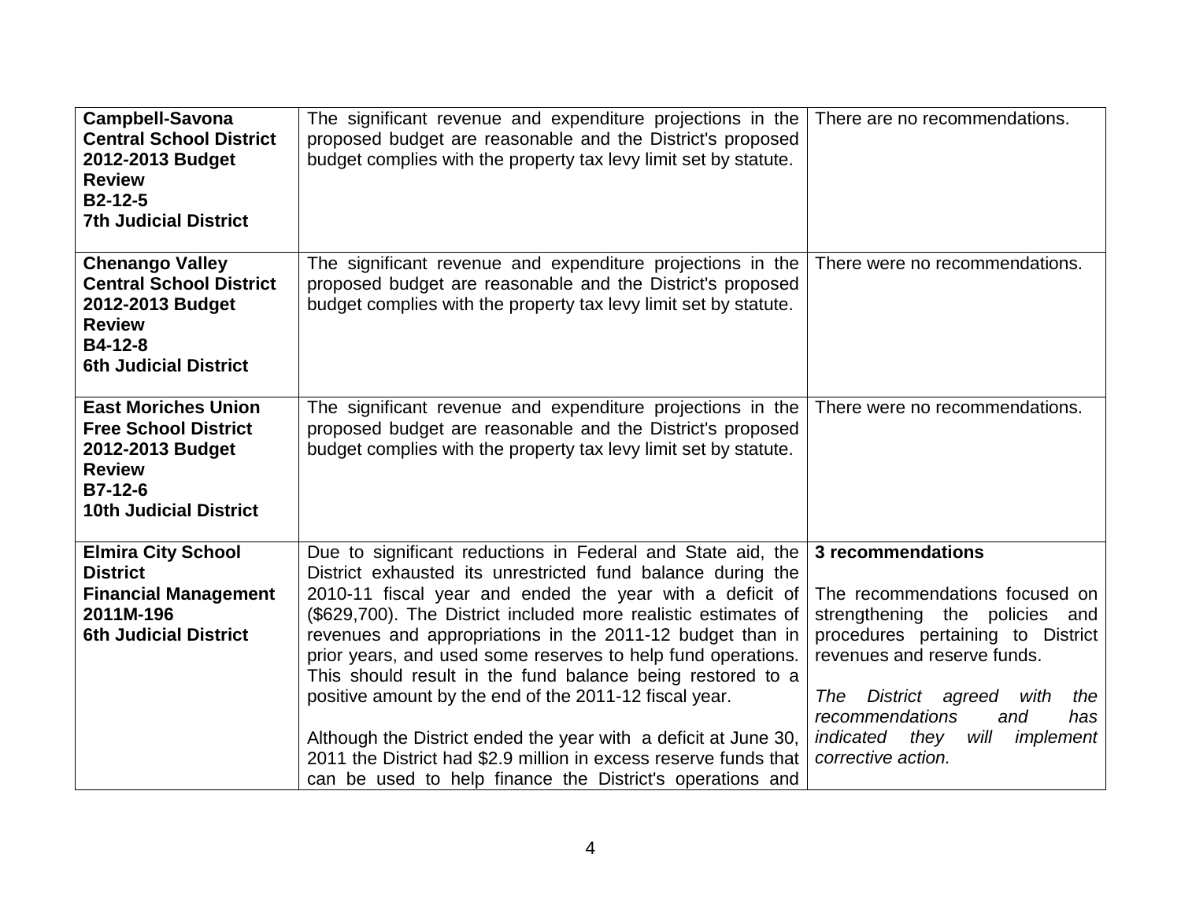| | | |
|---|---|---|
| **Campbell-Savona Central School District 2012-2013 Budget Review B2-12-5 7th Judicial District** | The significant revenue and expenditure projections in the proposed budget are reasonable and the District's proposed budget complies with the property tax levy limit set by statute. | There are no recommendations. |
| **Chenango Valley Central School District 2012-2013 Budget Review B4-12-8 6th Judicial District** | The significant revenue and expenditure projections in the proposed budget are reasonable and the District's proposed budget complies with the property tax levy limit set by statute. | There were no recommendations. |
| **East Moriches Union Free School District 2012-2013 Budget Review B7-12-6 10th Judicial District** | The significant revenue and expenditure projections in the proposed budget are reasonable and the District's proposed budget complies with the property tax levy limit set by statute. | There were no recommendations. |
| **Elmira City School District Financial Management 2011M-196 6th Judicial District** | Due to significant reductions in Federal and State aid, the District exhausted its unrestricted fund balance during the 2010-11 fiscal year and ended the year with a deficit of ($629,700). The District included more realistic estimates of revenues and appropriations in the 2011-12 budget than in prior years, and used some reserves to help fund operations. This should result in the fund balance being restored to a positive amount by the end of the 2011-12 fiscal year.<br><br>Although the District ended the year with a deficit at June 30, 2011 the District had \$2.9 million in excess reserve funds that can be used to help finance the District's operations and | **3 recommendations**<br><br>The recommendations focused on strengthening the policies and procedures pertaining to District revenues and reserve funds.<br><br>*The District agreed with the recommendations and has indicated they will implement corrective action.* |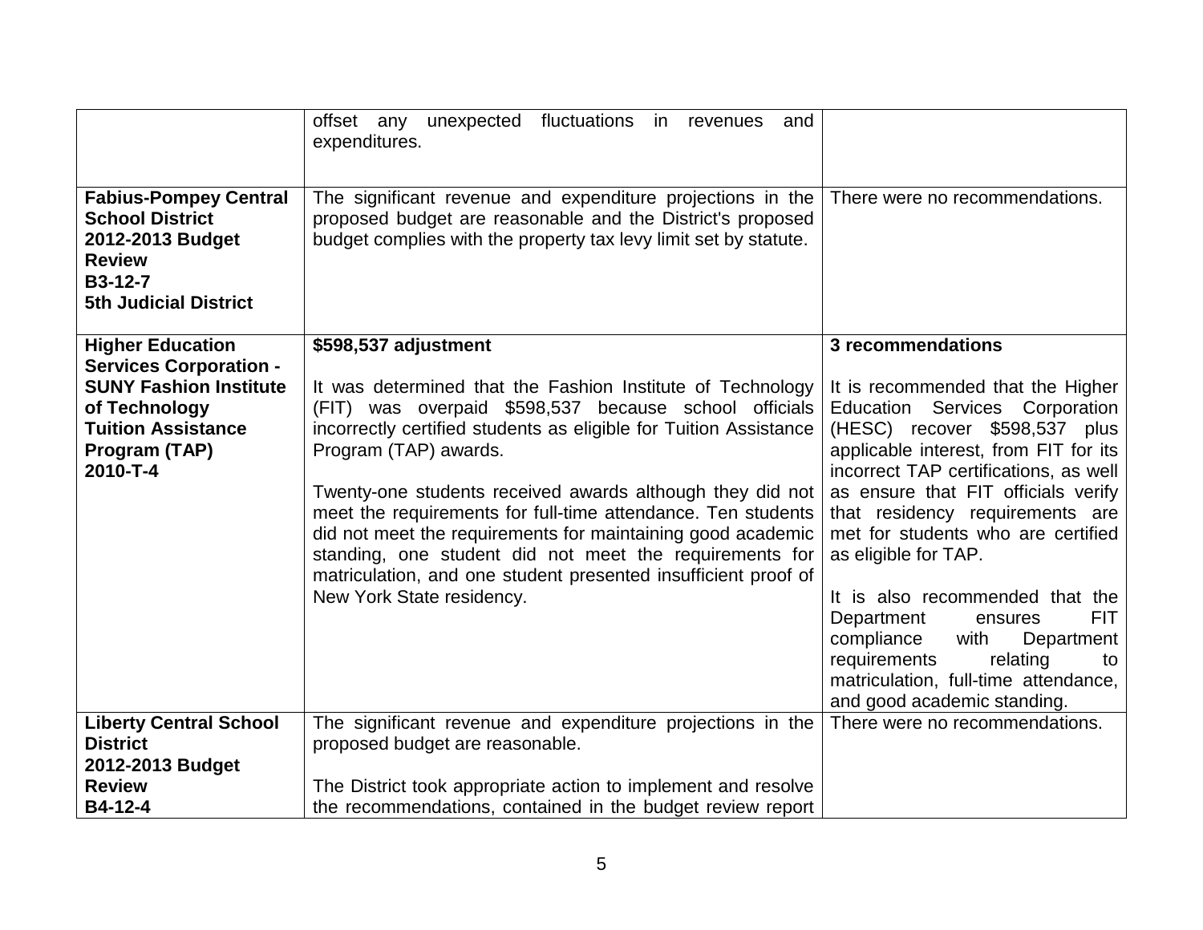| | | |
|---|---|---|
| | offset any unexpected fluctuations in revenues and expenditures. | |
| **Fabius-Pompey Central School District 2012-2013 Budget Review B3-12-7 5th Judicial District** | The significant revenue and expenditure projections in the proposed budget are reasonable and the District's proposed budget complies with the property tax levy limit set by statute. | There were no recommendations. |
| **Higher Education Services Corporation - SUNY Fashion Institute of Technology Tuition Assistance Program (TAP) 2010-T-4** | **$598,537 adjustment**<br><br>It was determined that the Fashion Institute of Technology (FIT) was overpaid $598,537 because school officials incorrectly certified students as eligible for Tuition Assistance Program (TAP) awards.<br><br>Twenty-one students received awards although they did not meet the requirements for full-time attendance. Ten students did not meet the requirements for maintaining good academic standing, one student did not meet the requirements for matriculation, and one student presented insufficient proof of New York State residency. | **3 recommendations**<br><br>It is recommended that the Higher Education Services Corporation (HESC) recover $598,537 plus applicable interest, from FIT for its incorrect TAP certifications, as well as ensure that FIT officials verify that residency requirements are met for students who are certified as eligible for TAP.<br><br>It is also recommended that the Department ensures FIT compliance with Department requirements relating to matriculation, full-time attendance, and good academic standing. |
| **Liberty Central School District 2012-2013 Budget Review B4-12-4** | The significant revenue and expenditure projections in the proposed budget are reasonable.<br><br>The District took appropriate action to implement and resolve the recommendations, contained in the budget review report | There were no recommendations. |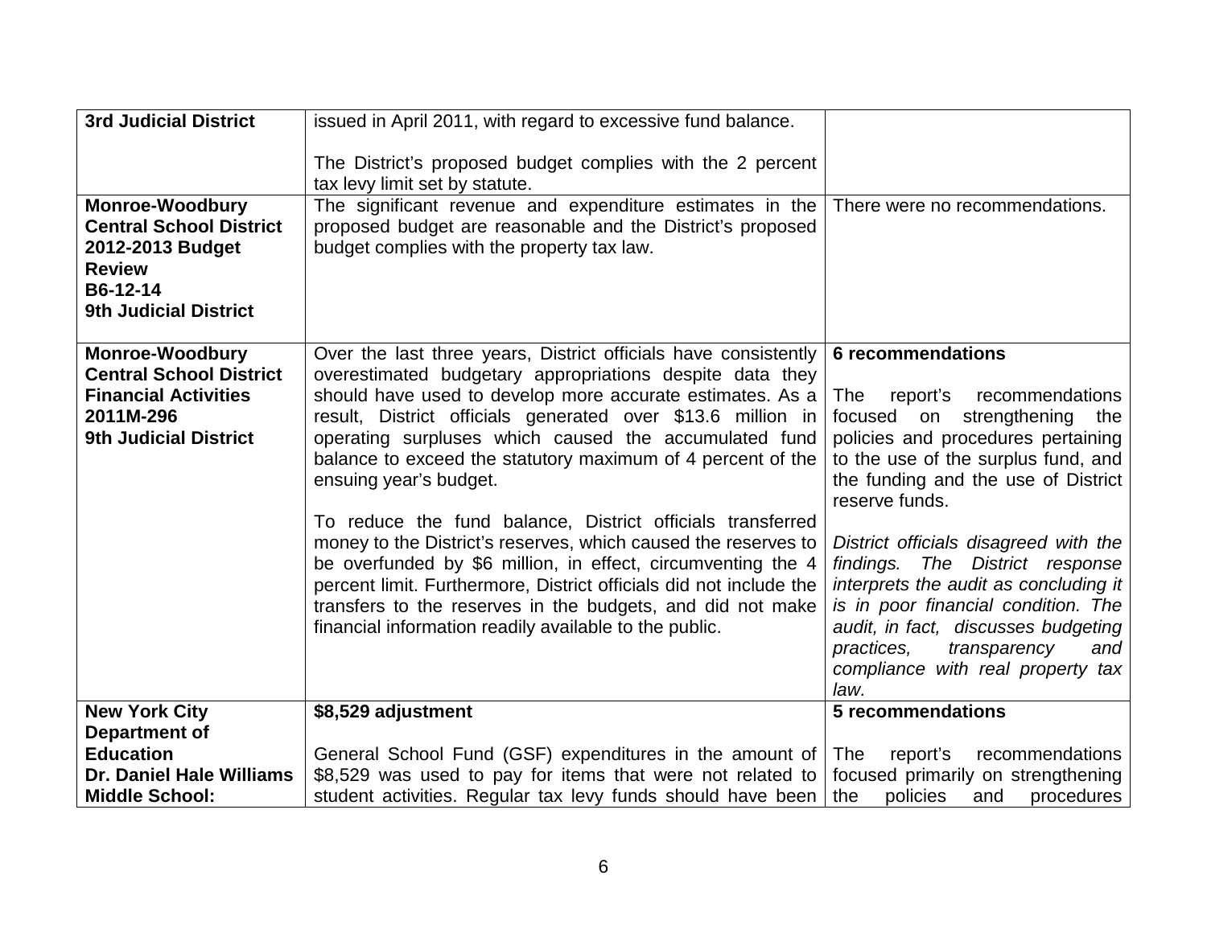| | | |
|---|---|---|
| **3rd Judicial District** | issued in April 2011, with regard to excessive fund balance.<br><br>The District's proposed budget complies with the 2 percent tax levy limit set by statute. | |
| **Monroe-Woodbury Central School District 2012-2013 Budget Review B6-12-14 9th Judicial District** | The significant revenue and expenditure estimates in the proposed budget are reasonable and the District's proposed budget complies with the property tax law. | There were no recommendations. |
| **Monroe-Woodbury Central School District Financial Activities 2011M-296 9th Judicial District** | Over the last three years, District officials have consistently overestimated budgetary appropriations despite data they should have used to develop more accurate estimates. As a result, District officials generated over $13.6 million in operating surpluses which caused the accumulated fund balance to exceed the statutory maximum of 4 percent of the ensuing year's budget.<br><br>To reduce the fund balance, District officials transferred money to the District's reserves, which caused the reserves to be overfunded by $6 million, in effect, circumventing the 4 percent limit. Furthermore, District officials did not include the transfers to the reserves in the budgets, and did not make financial information readily available to the public. | **6 recommendations**<br><br>The report's recommendations focused on strengthening the policies and procedures pertaining to the use of the surplus fund, and the funding and the use of District reserve funds.<br><br>*District officials disagreed with the findings. The District response interprets the audit as concluding it is in poor financial condition. The audit, in fact, discusses budgeting practices, transparency and compliance with real property tax law.* |
| **New York City Department of Education Dr. Daniel Hale Williams Middle School:** | **$8,529 adjustment**<br><br>General School Fund (GSF) expenditures in the amount of $8,529 was used to pay for items that were not related to student activities. Regular tax levy funds should have been | **5 recommendations**<br><br>The report's recommendations focused primarily on strengthening the policies and procedures |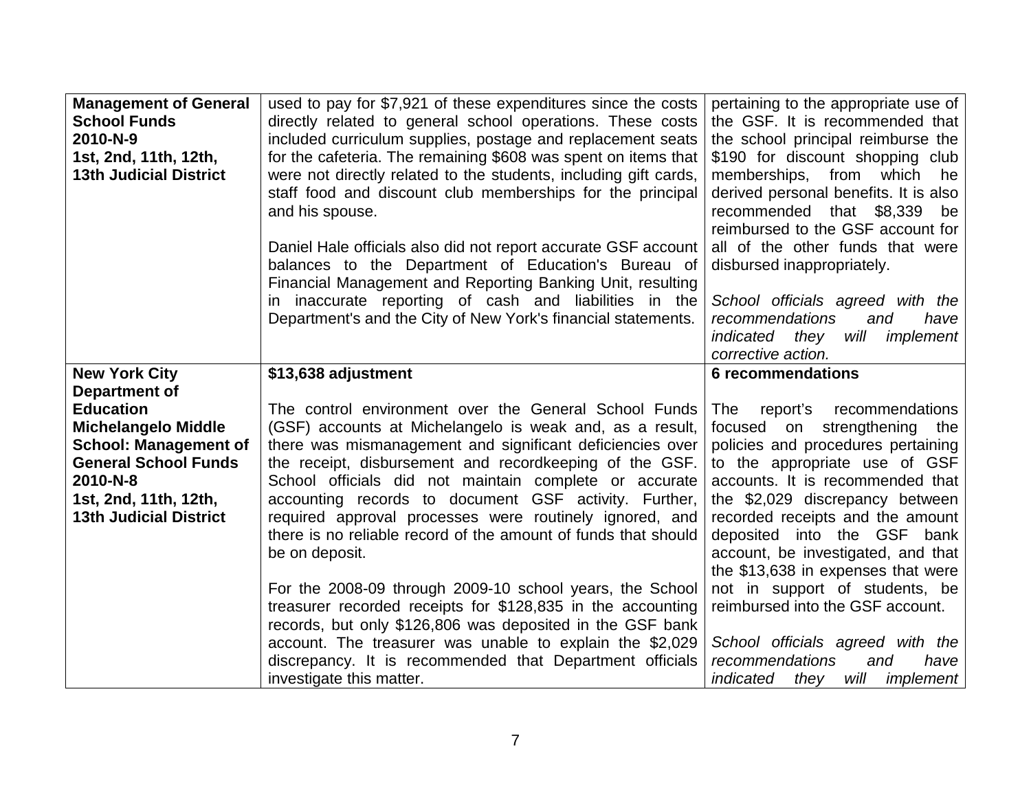| | | |
|---|---|---|
| **Management of General School Funds 2010-N-9 1st, 2nd, 11th, 12th, 13th Judicial District** | used to pay for $7,921 of these expenditures since the costs directly related to general school operations. These costs included curriculum supplies, postage and replacement seats for the cafeteria. The remaining $608 was spent on items that were not directly related to the students, including gift cards, staff food and discount club memberships for the principal and his spouse.<br><br>Daniel Hale officials also did not report accurate GSF account balances to the Department of Education's Bureau of Financial Management and Reporting Banking Unit, resulting in inaccurate reporting of cash and liabilities in the Department's and the City of New York's financial statements. | pertaining to the appropriate use of the GSF. It is recommended that the school principal reimburse the $190 for discount shopping club memberships, from which he derived personal benefits. It is also recommended that $8,339 be reimbursed to the GSF account for all of the other funds that were disbursed inappropriately.<br><br>*School officials agreed with the recommendations and have indicated they will implement corrective action.* |
| **New York City Department of Education Michelangelo Middle School: Management of General School Funds 2010-N-8 1st, 2nd, 11th, 12th, 13th Judicial District** | **$13,638 adjustment**<br><br>The control environment over the General School Funds (GSF) accounts at Michelangelo is weak and, as a result, there was mismanagement and significant deficiencies over the receipt, disbursement and recordkeeping of the GSF. School officials did not maintain complete or accurate accounting records to document GSF activity. Further, required approval processes were routinely ignored, and there is no reliable record of the amount of funds that should be on deposit.<br><br>For the 2008-09 through 2009-10 school years, the School treasurer recorded receipts for $128,835 in the accounting records, but only $126,806 was deposited in the GSF bank account. The treasurer was unable to explain the $2,029 discrepancy. It is recommended that Department officials investigate this matter. | **6 recommendations**<br><br>The report's recommendations focused on strengthening the policies and procedures pertaining to the appropriate use of GSF accounts. It is recommended that the $2,029 discrepancy between recorded receipts and the amount deposited into the GSF bank account, be investigated, and that the $13,638 in expenses that were not in support of students, be reimbursed into the GSF account.<br><br>*School officials agreed with the recommendations and have indicated they will implement* |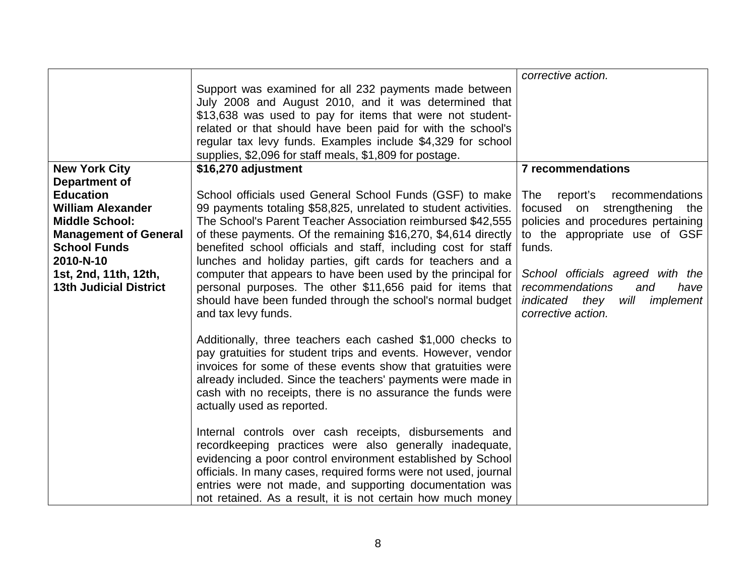| | | |
|---|---|---|
| | Support was examined for all 232 payments made between July 2008 and August 2010, and it was determined that $13,638 was used to pay for items that were not student-related or that should have been paid for with the school's regular tax levy funds. Examples include $4,329 for school supplies, $2,096 for staff meals, $1,809 for postage. | *corrective action.* |
| **New York City Department of Education William Alexander Middle School: Management of General School Funds 2010-N-10 1st, 2nd, 11th, 12th, 13th Judicial District** | **$16,270 adjustment**<br><br>School officials used General School Funds (GSF) to make 99 payments totaling $58,825, unrelated to student activities. The School's Parent Teacher Association reimbursed $42,555 of these payments. Of the remaining $16,270, $4,614 directly benefited school officials and staff, including cost for staff lunches and holiday parties, gift cards for teachers and a computer that appears to have been used by the principal for personal purposes. The other $11,656 paid for items that should have been funded through the school's normal budget and tax levy funds.<br><br>Additionally, three teachers each cashed $1,000 checks to pay gratuities for student trips and events. However, vendor invoices for some of these events show that gratuities were already included. Since the teachers' payments were made in cash with no receipts, there is no assurance the funds were actually used as reported.<br><br>Internal controls over cash receipts, disbursements and recordkeeping practices were also generally inadequate, evidencing a poor control environment established by School officials. In many cases, required forms were not used, journal entries were not made, and supporting documentation was not retained. As a result, it is not certain how much money | **7 recommendations**<br><br>The report's recommendations focused on strengthening the policies and procedures pertaining to the appropriate use of GSF funds.<br><br>*School officials agreed with the recommendations and have indicated they will implement corrective action.* |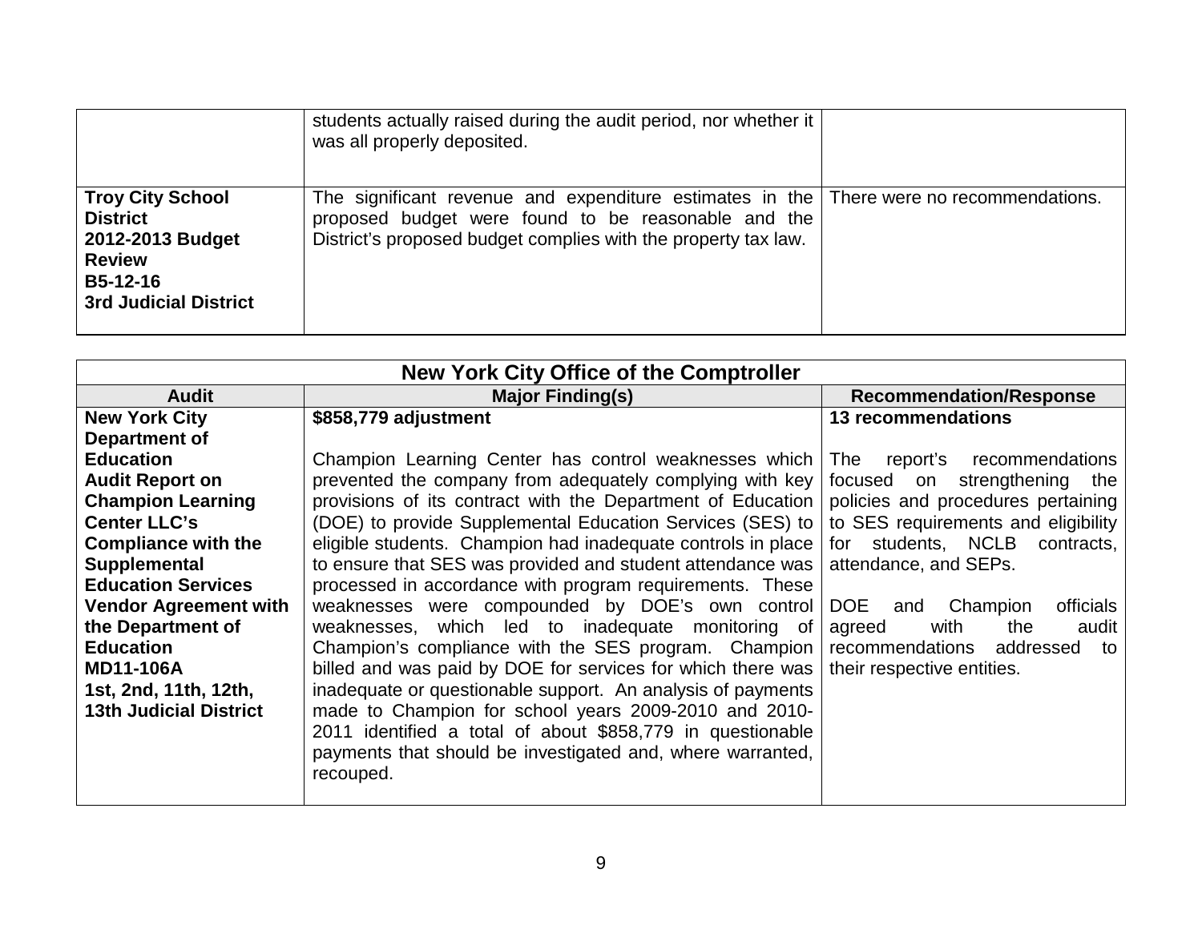| | | |
|---|---|---|
| | students actually raised during the audit period, nor whether it was all properly deposited. | |
| **Troy City School District 2012-2013 Budget Review B5-12-16 3rd Judicial District** | The significant revenue and expenditure estimates in the proposed budget were found to be reasonable and the District's proposed budget complies with the property tax law. | There were no recommendations. |

| **New York City Office of the Comptroller** | | |
|---|---|---|
| **Audit** | **Major Finding(s)** | **Recommendation/Response** |
| **New York City Department of Education Audit Report on Champion Learning Center LLC's Compliance with the Supplemental Education Services Vendor Agreement with the Department of Education MD11-106A 1st, 2nd, 11th, 12th, 13th Judicial District** | **$858,779 adjustment**<br><br>Champion Learning Center has control weaknesses which prevented the company from adequately complying with key provisions of its contract with the Department of Education (DOE) to provide Supplemental Education Services (SES) to eligible students. Champion had inadequate controls in place to ensure that SES was provided and student attendance was processed in accordance with program requirements. These weaknesses were compounded by DOE's own control weaknesses, which led to inadequate monitoring of Champion's compliance with the SES program. Champion billed and was paid by DOE for services for which there was inadequate or questionable support. An analysis of payments made to Champion for school years 2009-2010 and 2010-2011 identified a total of about $858,779 in questionable payments that should be investigated and, where warranted, recouped. | **13 recommendations**<br><br>The report's recommendations focused on strengthening the policies and procedures pertaining to SES requirements and eligibility for students, NCLB contracts, attendance, and SEPs.<br><br>DOE and Champion officials agreed with the audit recommendations addressed to their respective entities. |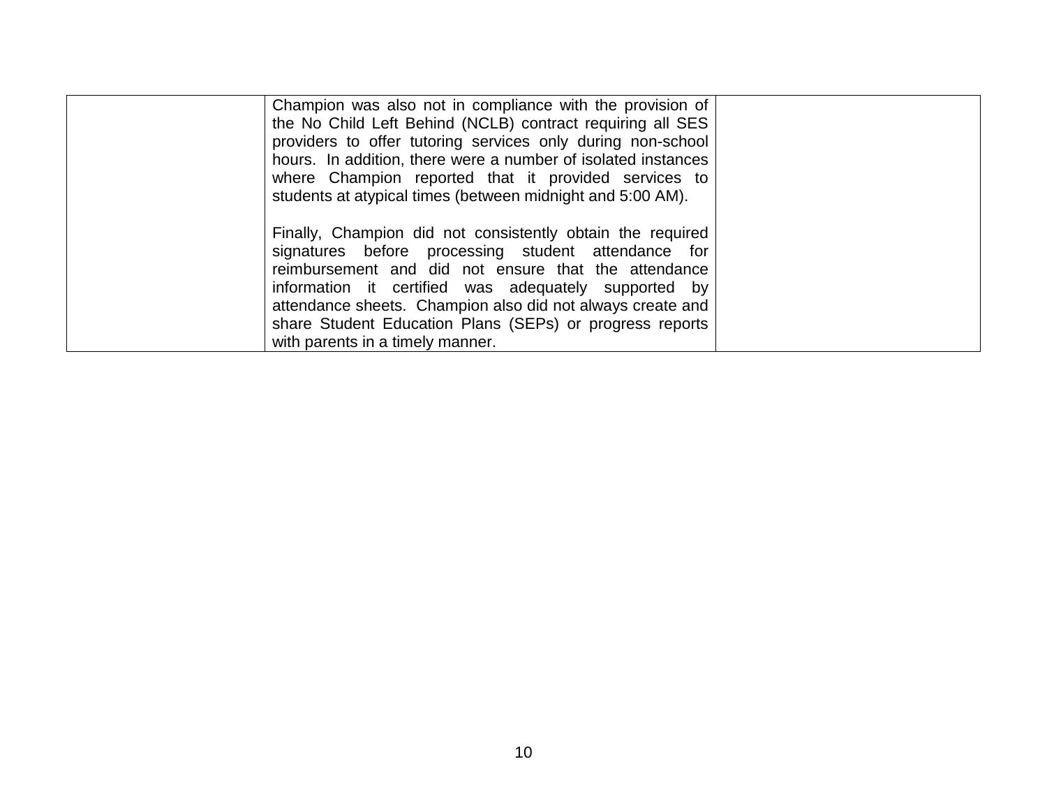| | | |
|---|---|---|
| | Champion was also not in compliance with the provision of the No Child Left Behind (NCLB) contract requiring all SES providers to offer tutoring services only during non-school hours. In addition, there were a number of isolated instances where Champion reported that it provided services to students at atypical times (between midnight and 5:00 AM).<br><br>Finally, Champion did not consistently obtain the required signatures before processing student attendance for reimbursement and did not ensure that the attendance information it certified was adequately supported by attendance sheets. Champion also did not always create and share Student Education Plans (SEPs) or progress reports with parents in a timely manner. | |